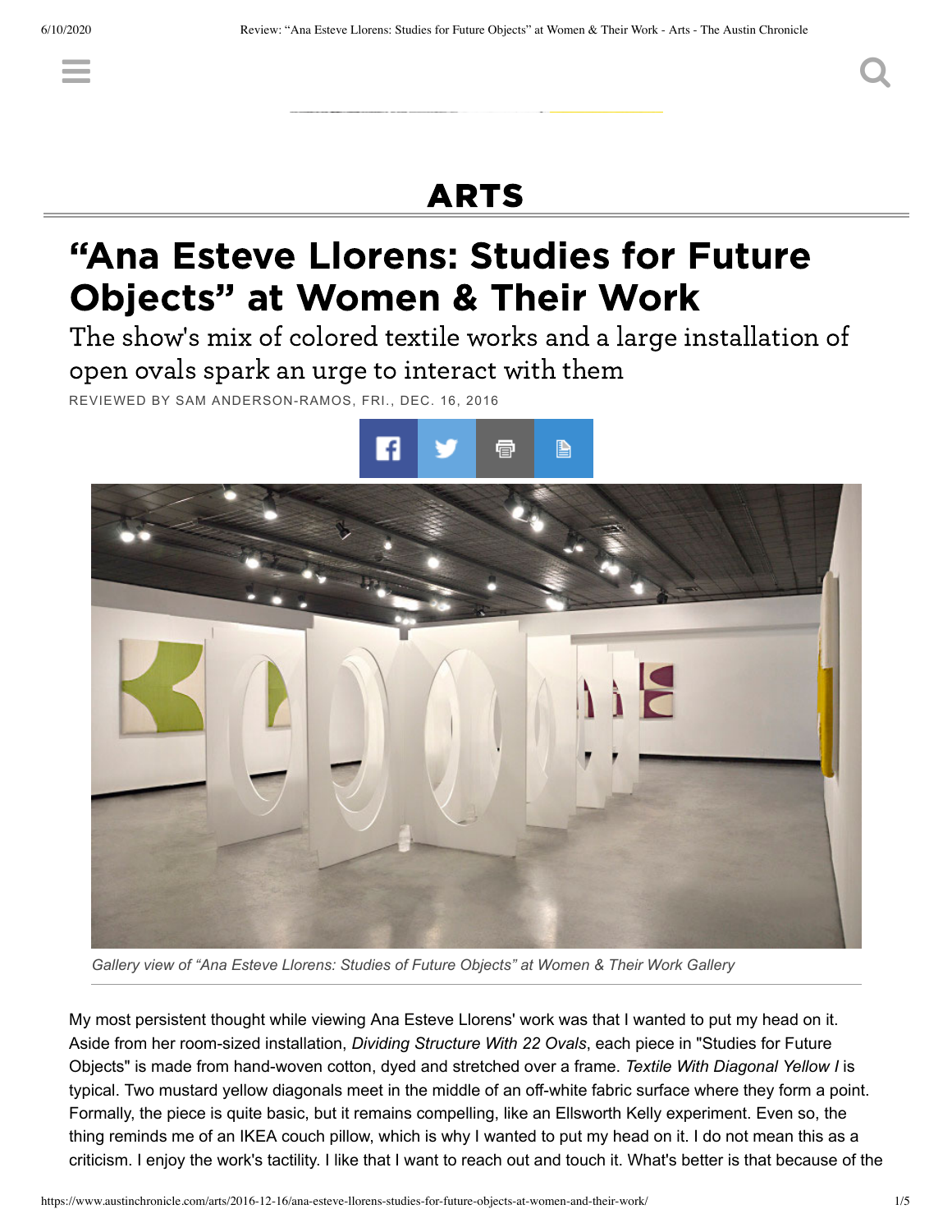# ARTS

## "Ana Esteve Llorens: Studies for Future Objects" at Women & Their Work

### The show's mix of colored textile works and a large installation of open ovals spark an urge to interact with them

REVIEWED BY SAM ANDERSON-RAMOS, FRI., DEC. 16, 2016

*Gallery view of "Ana Esteve Llorens: Studies of Future Objects" at Women & Their Work Gallery*

My most persistent thought while viewing Ana Esteve Llorens' work was that I wanted to put my head on it. Aside from her room-sized installation, *Dividing Structure With 22 Ovals*, each piece in "Studies for Future Objects" is made from hand-woven cotton, dyed and stretched over a frame. *Textile With Diagonal Yellow I* is typical. Two mustard yellow diagonals meet in the middle of an off-white fabric surface where they form a point. Formally, the piece is quite basic, but it remains compelling, like an Ellsworth Kelly experiment. Even so, the thing reminds me of an IKEA couch pillow, which is why I wanted to put my head on it. I do not mean this as a criticism. I enjoy the work's tactility. I like that I want to reach out and touch it. What's better is that because of the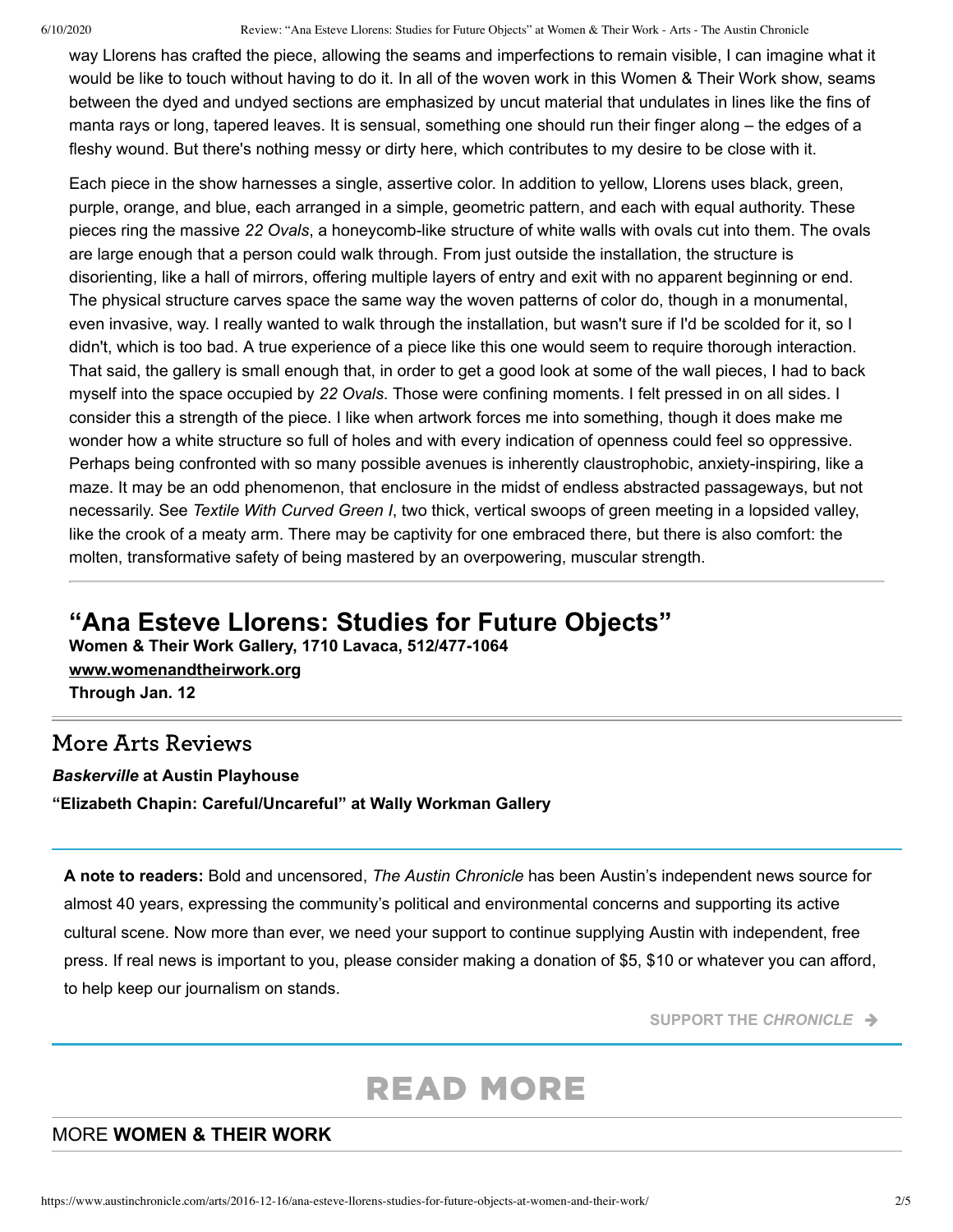way Llorens has crafted the piece, allowing the seams and imperfections to remain visible, I can imagine what it would be like to touch without having to do it. In all of the woven work in this Women & Their Work show, seams between the dyed and undyed sections are emphasized by uncut material that undulates in lines like the fins of manta rays or long, tapered leaves. It is sensual, something one should run their finger along – the edges of a fleshy wound. But there's nothing messy or dirty here, which contributes to my desire to be close with it.

Each piece in the show harnesses a single, assertive color. In addition to yellow, Llorens uses black, green, purple, orange, and blue, each arranged in a simple, geometric pattern, and each with equal authority. These pieces ring the massive *22 Ovals*, a honeycomb-like structure of white walls with ovals cut into them. The ovals are large enough that a person could walk through. From just outside the installation, the structure is disorienting, like a hall of mirrors, offering multiple layers of entry and exit with no apparent beginning or end. The physical structure carves space the same way the woven patterns of color do, though in a monumental, even invasive, way. I really wanted to walk through the installation, but wasn't sure if I'd be scolded for it, so I didn't, which is too bad. A true experience of a piece like this one would seem to require thorough interaction. That said, the gallery is small enough that, in order to get a good look at some of the wall pieces, I had to back myself into the space occupied by *22 Ovals*. Those were confining moments. I felt pressed in on all sides. I consider this a strength of the piece. I like when artwork forces me into something, though it does make me wonder how a white structure so full of holes and with every indication of openness could feel so oppressive. Perhaps being confronted with so many possible avenues is inherently claustrophobic, anxiety-inspiring, like a maze. It may be an odd phenomenon, that enclosure in the midst of endless abstracted passageways, but not necessarily. See *Textile With Curved Green I*, two thick, vertical swoops of green meeting in a lopsided valley, like the crook of a meaty arm. There may be captivity for one embraced there, but there is also comfort: the molten, transformative safety of being mastered by an overpowering, muscular strength.

## "Ana Esteve Llorens: Studies for Future Objects"

**Women & Their Work Gallery, 1710 Lavaca, 512/477-1064**
**www.womenandtheirwork.org**
**Through Jan. 12**

## More Arts Reviews

***Baskerville* at Austin Playhouse**

**"Elizabeth Chapin: Careful/Uncareful" at Wally Workman Gallery**

**A note to readers:** Bold and uncensored, *The Austin Chronicle* has been Austin's independent news source for almost 40 years, expressing the community's political and environmental concerns and supporting its active cultural scene. Now more than ever, we need your support to continue supplying Austin with independent, free press. If real news is important to you, please consider making a donation of $5, $10 or whatever you can afford, to help keep our journalism on stands.

SUPPORT THE *CHRONICLE* →

# READ MORE

MORE **WOMEN & THEIR WORK**